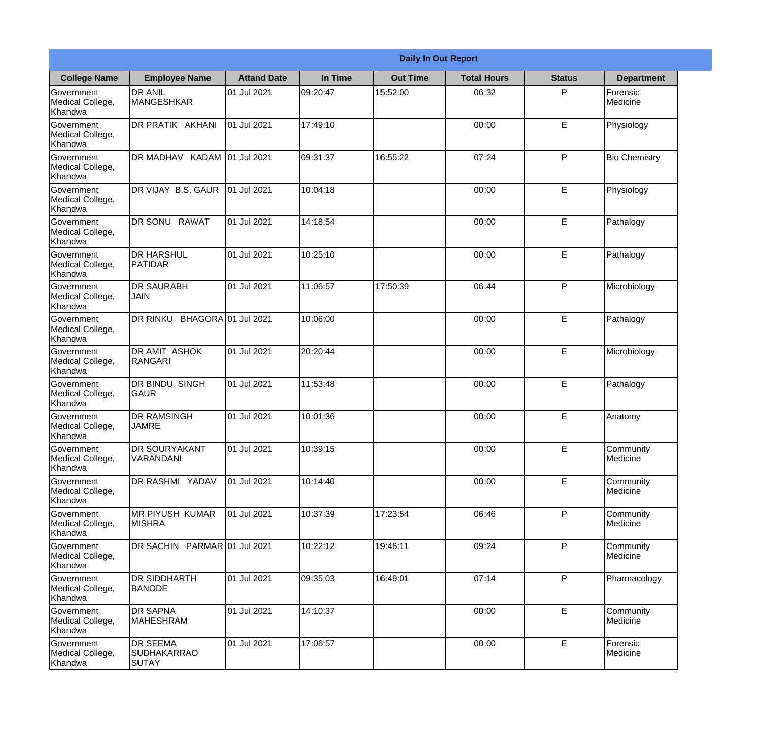**Daily In Out Report**

| College Name | Employee Name | Attand Date | In Time | Out Time | Total Hours | Status | Department |
|---|---|---|---|---|---|---|---|
| Government Medical College, Khandwa | DR ANIL MANGESHKAR | 01 Jul 2021 | 09:20:47 | 15:52:00 | 06:32 | P | Forensic Medicine |
| Government Medical College, Khandwa | DR PRATIK AKHANI | 01 Jul 2021 | 17:49:10 | | 00:00 | E | Physiology |
| Government Medical College, Khandwa | DR MADHAV KADAM | 01 Jul 2021 | 09:31:37 | 16:55:22 | 07:24 | P | Bio Chemistry |
| Government Medical College, Khandwa | DR VIJAY B.S. GAUR | 01 Jul 2021 | 10:04:18 | | 00:00 | E | Physiology |
| Government Medical College, Khandwa | DR SONU RAWAT | 01 Jul 2021 | 14:18:54 | | 00:00 | E | Pathalogy |
| Government Medical College, Khandwa | DR HARSHUL PATIDAR | 01 Jul 2021 | 10:25:10 | | 00:00 | E | Pathalogy |
| Government Medical College, Khandwa | DR SAURABH JAIN | 01 Jul 2021 | 11:06:57 | 17:50:39 | 06:44 | P | Microbiology |
| Government Medical College, Khandwa | DR RINKU BHAGORA | 01 Jul 2021 | 10:06:00 | | 00:00 | E | Pathalogy |
| Government Medical College, Khandwa | DR AMIT ASHOK RANGARI | 01 Jul 2021 | 20:20:44 | | 00:00 | E | Microbiology |
| Government Medical College, Khandwa | DR BINDU SINGH GAUR | 01 Jul 2021 | 11:53:48 | | 00:00 | E | Pathalogy |
| Government Medical College, Khandwa | DR RAMSINGH JAMRE | 01 Jul 2021 | 10:01:36 | | 00:00 | E | Anatomy |
| Government Medical College, Khandwa | DR SOURYAKANT VARANDANI | 01 Jul 2021 | 10:39:15 | | 00:00 | E | Community Medicine |
| Government Medical College, Khandwa | DR RASHMI YADAV | 01 Jul 2021 | 10:14:40 | | 00:00 | E | Community Medicine |
| Government Medical College, Khandwa | MR PIYUSH KUMAR MISHRA | 01 Jul 2021 | 10:37:39 | 17:23:54 | 06:46 | P | Community Medicine |
| Government Medical College, Khandwa | DR SACHIN PARMAR | 01 Jul 2021 | 10:22:12 | 19:46:11 | 09:24 | P | Community Medicine |
| Government Medical College, Khandwa | DR SIDDHARTH BANODE | 01 Jul 2021 | 09:35:03 | 16:49:01 | 07:14 | P | Pharmacology |
| Government Medical College, Khandwa | DR SAPNA MAHESHRAM | 01 Jul 2021 | 14:10:37 | | 00:00 | E | Community Medicine |
| Government Medical College, Khandwa | DR SEEMA SUDHAKARRAO SUTAY | 01 Jul 2021 | 17:06:57 | | 00:00 | E | Forensic Medicine |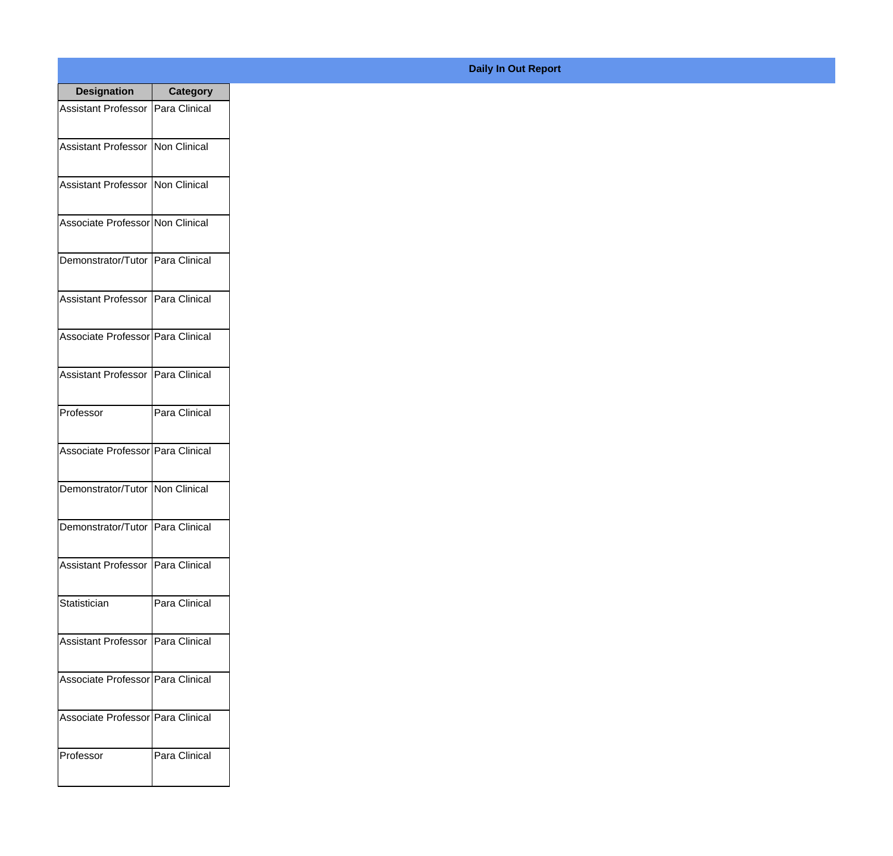**Daily In Out Report**

| Designation | Category |
|---|---|
| Assistant Professor | Para Clinical |
| Assistant Professor | Non Clinical |
| Assistant Professor | Non Clinical |
| Associate Professor | Non Clinical |
| Demonstrator/Tutor | Para Clinical |
| Assistant Professor | Para Clinical |
| Associate Professor | Para Clinical |
| Assistant Professor | Para Clinical |
| Professor | Para Clinical |
| Associate Professor | Para Clinical |
| Demonstrator/Tutor | Non Clinical |
| Demonstrator/Tutor | Para Clinical |
| Assistant Professor | Para Clinical |
| Statistician | Para Clinical |
| Assistant Professor | Para Clinical |
| Associate Professor | Para Clinical |
| Associate Professor | Para Clinical |
| Professor | Para Clinical |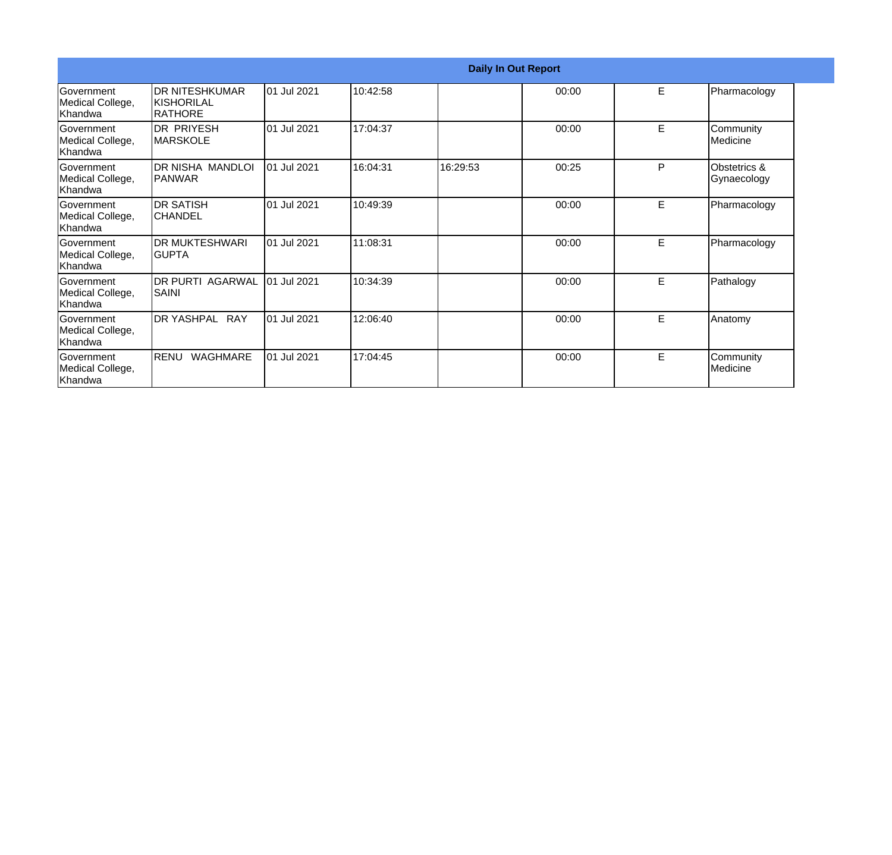| Daily In Out Report | | | | | | | |
|---|---|---|---|---|---|---|---|
| Government Medical College, Khandwa | DR NITESHKUMAR KISHORILAL RATHORE | 01 Jul 2021 | 10:42:58 | | 00:00 | E | Pharmacology |
| Government Medical College, Khandwa | DR PRIYESH MARSKOLE | 01 Jul 2021 | 17:04:37 | | 00:00 | E | Community Medicine |
| Government Medical College, Khandwa | DR NISHA MANDLOI PANWAR | 01 Jul 2021 | 16:04:31 | 16:29:53 | 00:25 | P | Obstetrics & Gynaecology |
| Government Medical College, Khandwa | DR SATISH CHANDEL | 01 Jul 2021 | 10:49:39 | | 00:00 | E | Pharmacology |
| Government Medical College, Khandwa | DR MUKTESHWARI GUPTA | 01 Jul 2021 | 11:08:31 | | 00:00 | E | Pharmacology |
| Government Medical College, Khandwa | DR PURTI AGARWAL SAINI | 01 Jul 2021 | 10:34:39 | | 00:00 | E | Pathalogy |
| Government Medical College, Khandwa | DR YASHPAL RAY | 01 Jul 2021 | 12:06:40 | | 00:00 | E | Anatomy |
| Government Medical College, Khandwa | RENU WAGHMARE | 01 Jul 2021 | 17:04:45 | | 00:00 | E | Community Medicine |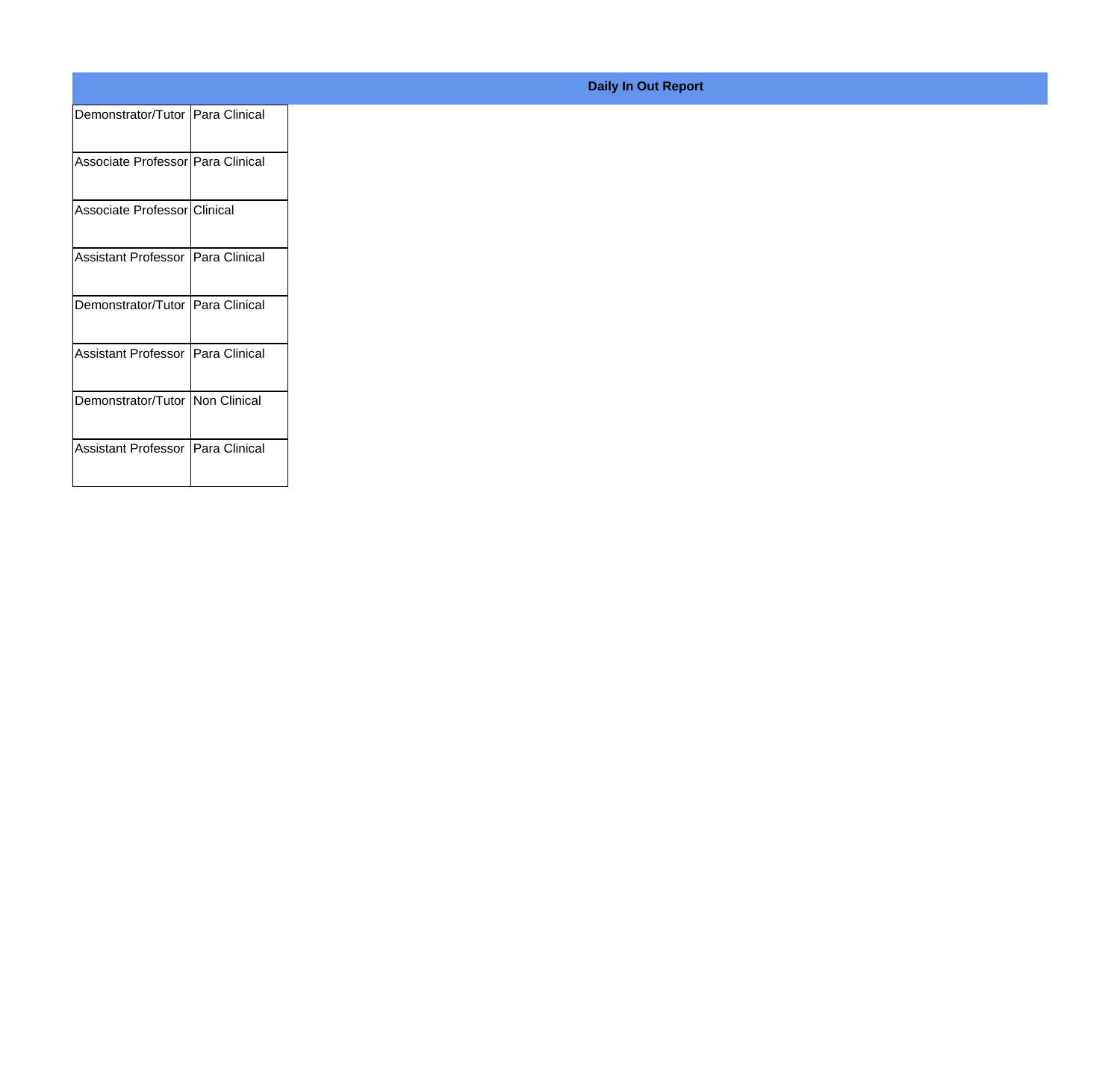**Daily In Out Report**

| | |
|---|---|
| Demonstrator/Tutor | Para Clinical |
| Associate Professor | Para Clinical |
| Associate Professor | Clinical |
| Assistant Professor | Para Clinical |
| Demonstrator/Tutor | Para Clinical |
| Assistant Professor | Para Clinical |
| Demonstrator/Tutor | Non Clinical |
| Assistant Professor | Para Clinical |